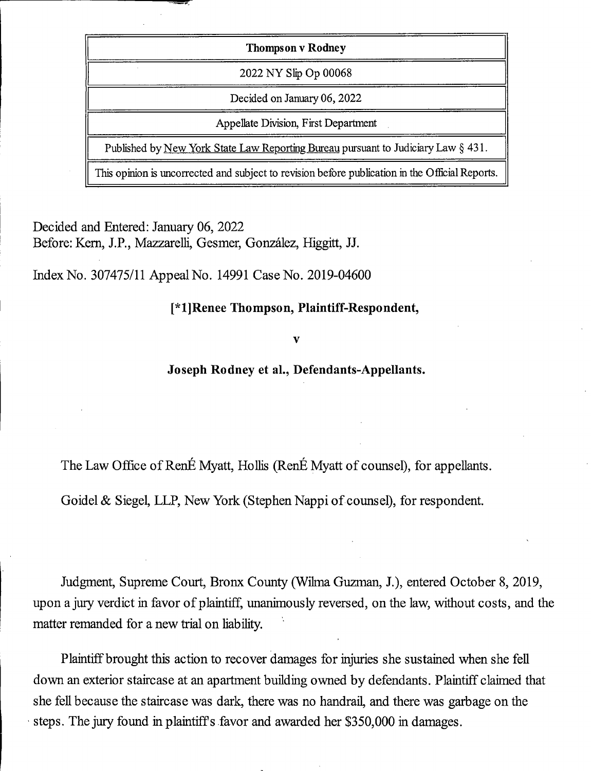| |
|---|
| **Thompson v Rodney** |
| 2022 NY Slip Op 00068 |
| Decided on January 06, 2022 |
| Appellate Division, First Department |
| Published by New York State Law Reporting Bureau pursuant to Judiciary Law § 431. |
| This opinion is uncorrected and subject to revision before publication in the Official Reports. |

Decided and Entered: January 06, 2022
Before: Kern, J.P., Mazzarelli, Gesmer, González, Higgitt, JJ.

Index No. 307475/11 Appeal No. 14991 Case No. 2019-04600

**[*1]Renee Thompson, Plaintiff-Respondent,**

**v**

**Joseph Rodney et al., Defendants-Appellants.**

The Law Office of RenÉ Myatt, Hollis (RenÉ Myatt of counsel), for appellants.

Goidel & Siegel, LLP, New York (Stephen Nappi of counsel), for respondent.

Judgment, Supreme Court, Bronx County (Wilma Guzman, J.), entered October 8, 2019, upon a jury verdict in favor of plaintiff, unanimously reversed, on the law, without costs, and the matter remanded for a new trial on liability.

Plaintiff brought this action to recover damages for injuries she sustained when she fell down an exterior staircase at an apartment building owned by defendants. Plaintiff claimed that she fell because the staircase was dark, there was no handrail, and there was garbage on the steps. The jury found in plaintiff's favor and awarded her $350,000 in damages.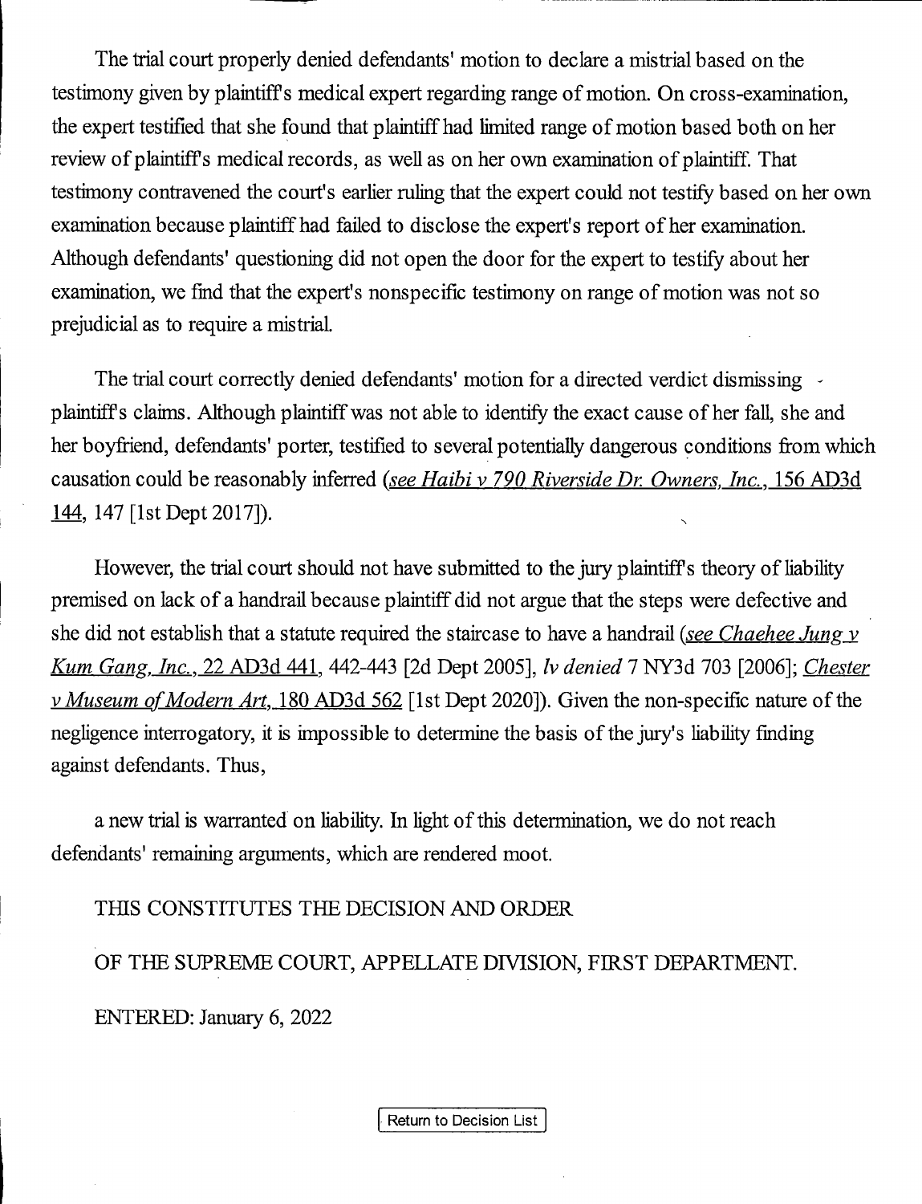The trial court properly denied defendants' motion to declare a mistrial based on the testimony given by plaintiff's medical expert regarding range of motion. On cross-examination, the expert testified that she found that plaintiff had limited range of motion based both on her review of plaintiff's medical records, as well as on her own examination of plaintiff. That testimony contravened the court's earlier ruling that the expert could not testify based on her own examination because plaintiff had failed to disclose the expert's report of her examination. Although defendants' questioning did not open the door for the expert to testify about her examination, we find that the expert's nonspecific testimony on range of motion was not so prejudicial as to require a mistrial.

The trial court correctly denied defendants' motion for a directed verdict dismissing plaintiff's claims. Although plaintiff was not able to identify the exact cause of her fall, she and her boyfriend, defendants' porter, testified to several potentially dangerous conditions from which causation could be reasonably inferred (*see Haibi v 790 Riverside Dr. Owners, Inc.*, 156 AD3d 144, 147 [1st Dept 2017]).

However, the trial court should not have submitted to the jury plaintiff's theory of liability premised on lack of a handrail because plaintiff did not argue that the steps were defective and she did not establish that a statute required the staircase to have a handrail (*see Chaehee Jung v Kum Gang, Inc.*, 22 AD3d 441, 442-443 [2d Dept 2005], *lv denied* 7 NY3d 703 [2006]; *Chester v Museum of Modern Art*, 180 AD3d 562 [1st Dept 2020]). Given the non-specific nature of the negligence interrogatory, it is impossible to determine the basis of the jury's liability finding against defendants. Thus,

a new trial is warranted on liability. In light of this determination, we do not reach defendants' remaining arguments, which are rendered moot.

THIS CONSTITUTES THE DECISION AND ORDER

OF THE SUPREME COURT, APPELLATE DIVISION, FIRST DEPARTMENT.

ENTERED: January 6, 2022

Return to Decision List